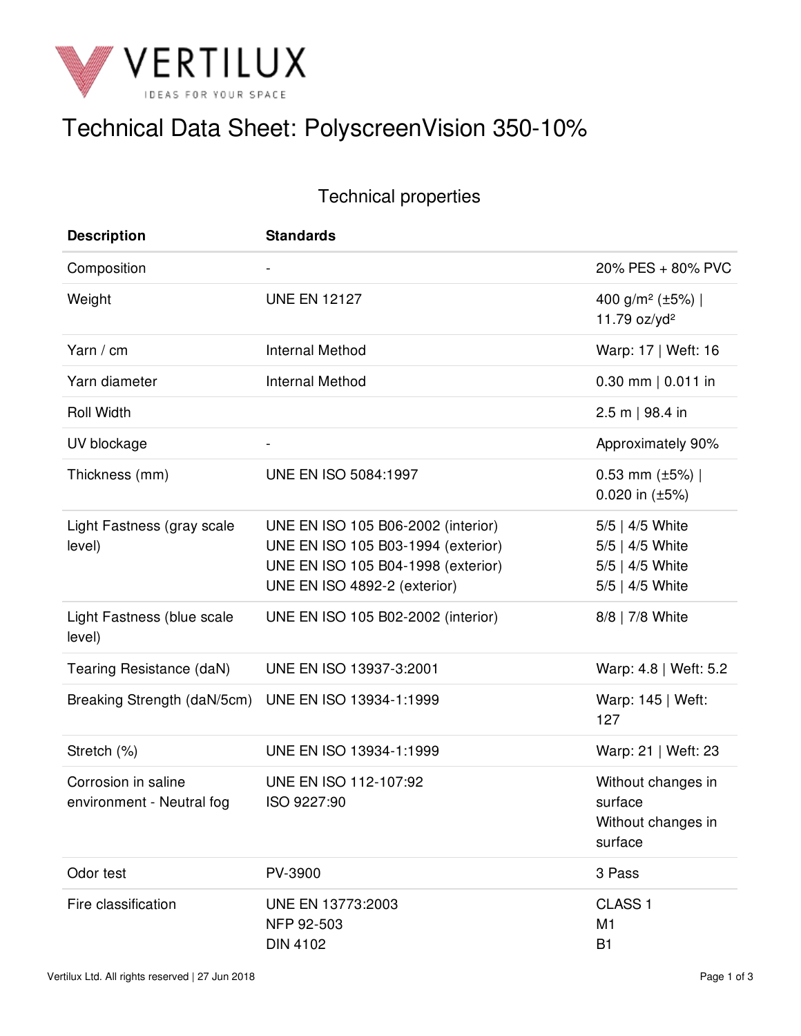# Technical Data Sheet: PolyscreenVision 350-10%

## Technical properties

| Description | Standards | |
|---|---|---|
| Composition | - | 20% PES + 80% PVC |
| Weight | UNE EN 12127 | 400 g/m² (±5%) \| 11.79 oz/yd² |
| Yarn / cm | Internal Method | Warp: 17 \| Weft: 16 |
| Yarn diameter | Internal Method | 0.30 mm \| 0.011 in |
| Roll Width | | 2.5 m \| 98.4 in |
| UV blockage | - | Approximately 90% |
| Thickness (mm) | UNE EN ISO 5084:1997 | 0.53 mm (±5%) \| 0.020 in (±5%) |
| Light Fastness (gray scale level) | UNE EN ISO 105 B06-2002 (interior)<br>UNE EN ISO 105 B03-1994 (exterior)<br>UNE EN ISO 105 B04-1998 (exterior)<br>UNE EN ISO 4892-2 (exterior) | 5/5 \| 4/5 White<br>5/5 \| 4/5 White<br>5/5 \| 4/5 White<br>5/5 \| 4/5 White |
| Light Fastness (blue scale level) | UNE EN ISO 105 B02-2002 (interior) | 8/8 \| 7/8 White |
| Tearing Resistance (daN) | UNE EN ISO 13937-3:2001 | Warp: 4.8 \| Weft: 5.2 |
| Breaking Strength (daN/5cm) | UNE EN ISO 13934-1:1999 | Warp: 145 \| Weft: 127 |
| Stretch (%) | UNE EN ISO 13934-1:1999 | Warp: 21 \| Weft: 23 |
| Corrosion in saline environment - Neutral fog | UNE EN ISO 112-107:92<br>ISO 9227:90 | Without changes in surface<br>Without changes in surface |
| Odor test | PV-3900 | 3 Pass |
| Fire classification | UNE EN 13773:2003<br>NFP 92-503<br>DIN 4102 | CLASS 1<br>M1<br>B1 |

Vertilux Ltd. All rights reserved | 27 Jun 2018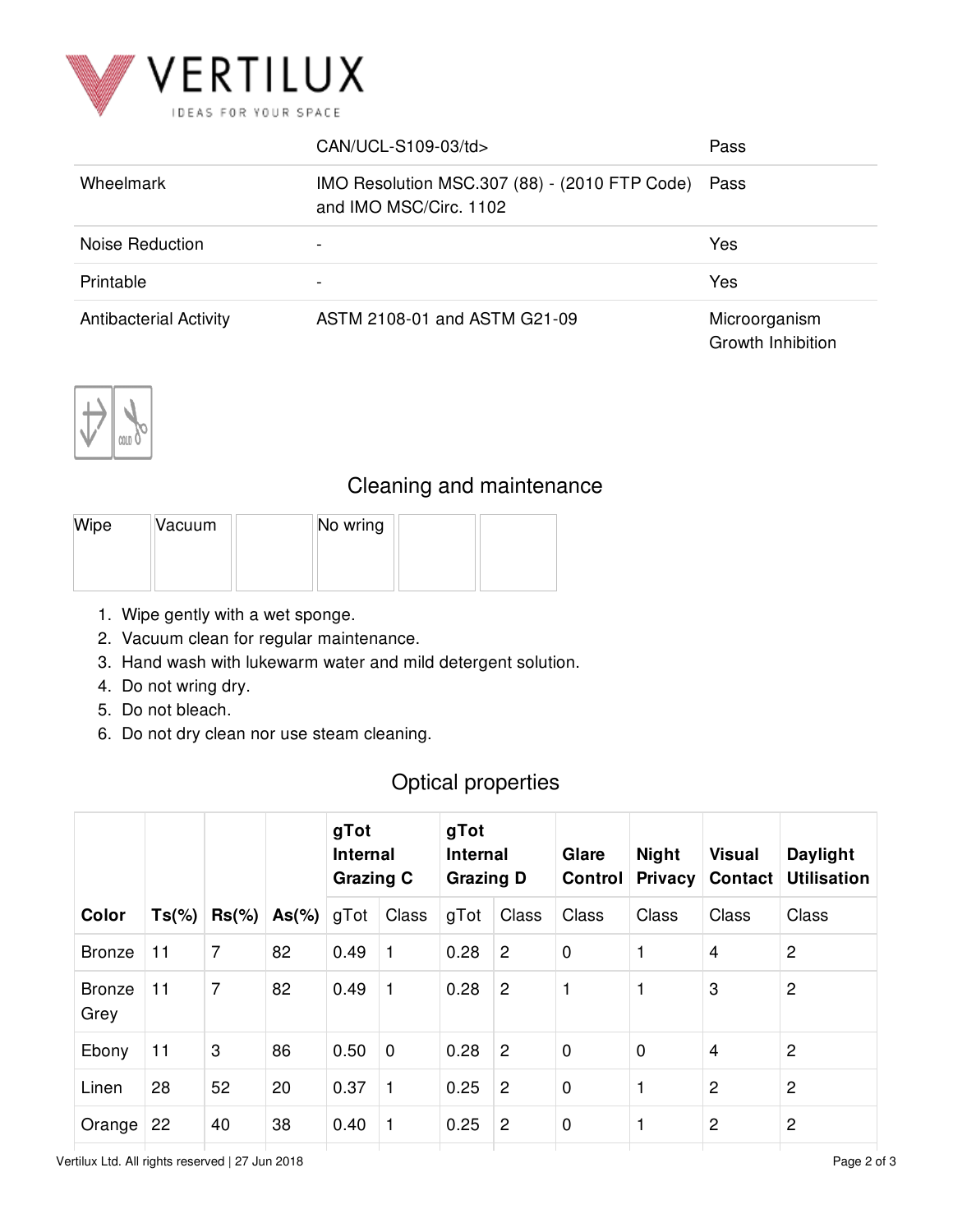| | CAN/UCL-S109-03/td> | Pass |
|---|---|---|
| Wheelmark | IMO Resolution MSC.307 (88) - (2010 FTP Code) and IMO MSC/Circ. 1102 | Pass |
| Noise Reduction | - | Yes |
| Printable | - | Yes |
| Antibacterial Activity | ASTM 2108-01 and ASTM G21-09 | Microorganism Growth Inhibition |

## Cleaning and maintenance

| Wipe | Vacuum | | No wring | | |
|---|---|---|---|---|---|

1. Wipe gently with a wet sponge.
2. Vacuum clean for regular maintenance.
3. Hand wash with lukewarm water and mild detergent solution.
4. Do not wring dry.
5. Do not bleach.
6. Do not dry clean nor use steam cleaning.

## Optical properties

| | | | | gTot Internal Grazing C | | gTot Internal Grazing D | | Glare Control | Night Privacy | Visual Contact | Daylight Utilisation |
|---|---|---|---|---|---|---|---|---|---|---|---|
| **Color** | **Ts(%)** | **Rs(%)** | **As(%)** | gTot | Class | gTot | Class | Class | Class | Class | Class |
| Bronze | 11 | 7 | 82 | 0.49 | 1 | 0.28 | 2 | 0 | 1 | 4 | 2 |
| Bronze Grey | 11 | 7 | 82 | 0.49 | 1 | 0.28 | 2 | 1 | 1 | 3 | 2 |
| Ebony | 11 | 3 | 86 | 0.50 | 0 | 0.28 | 2 | 0 | 0 | 4 | 2 |
| Linen | 28 | 52 | 20 | 0.37 | 1 | 0.25 | 2 | 0 | 1 | 2 | 2 |
| Orange | 22 | 40 | 38 | 0.40 | 1 | 0.25 | 2 | 0 | 1 | 2 | 2 |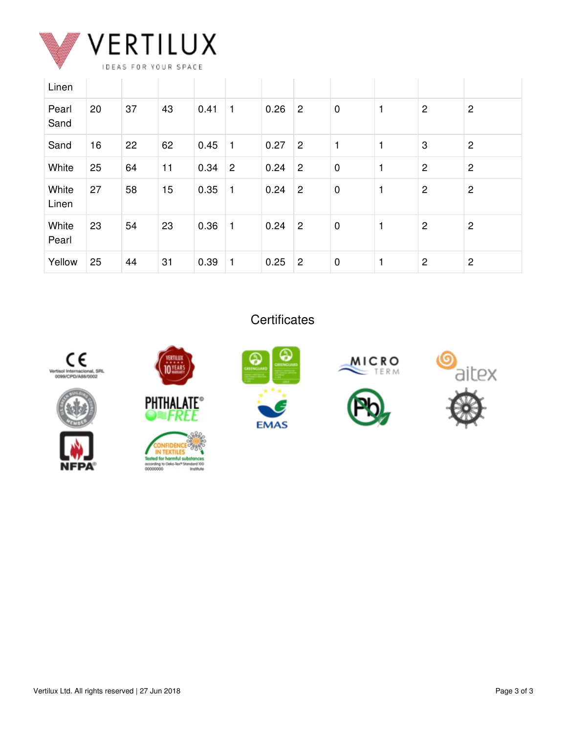| | | | | | | | | | | | |
|---|---|---|---|---|---|---|---|---|---|---|---|
| Linen | | | | | | | | | | | |
| Pearl Sand | 20 | 37 | 43 | 0.41 | 1 | 0.26 | 2 | 0 | 1 | 2 | 2 |
| Sand | 16 | 22 | 62 | 0.45 | 1 | 0.27 | 2 | 1 | 1 | 3 | 2 |
| White | 25 | 64 | 11 | 0.34 | 2 | 0.24 | 2 | 0 | 1 | 2 | 2 |
| White Linen | 27 | 58 | 15 | 0.35 | 1 | 0.24 | 2 | 0 | 1 | 2 | 2 |
| White Pearl | 23 | 54 | 23 | 0.36 | 1 | 0.24 | 2 | 0 | 1 | 2 | 2 |
| Yellow | 25 | 44 | 31 | 0.39 | 1 | 0.25 | 2 | 0 | 1 | 2 | 2 |

## Certificates

Vertilux Ltd. All rights reserved | 27 Jun 2018